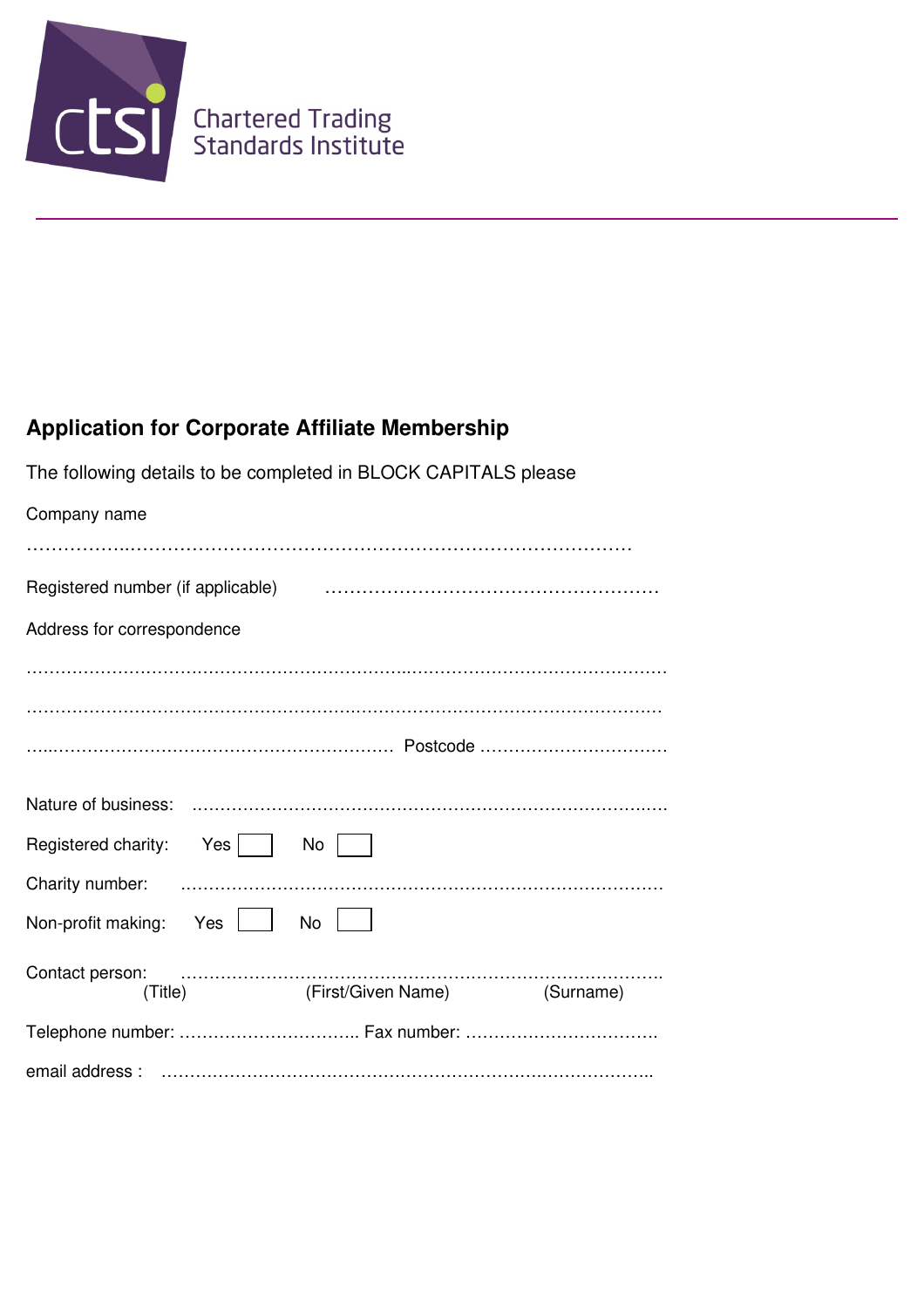Chartered Trading Standards Institute

## Application for Corporate Affiliate Membership

The following details to be completed in BLOCK CAPITALS please

Company name

……………..………………………………………………………………………

Registered number (if applicable) ………………………………………………

Address for correspondence

…………………………………………………...………………………………………

…………………………………………….…………….………………………………

…...…………………………………………………… Postcode ……………………………

Nature of business: ……………………………………………………………………..…

Registered charity: Yes ☐ No ☐

Charity number: …………………………………………………………………………

Non-profit making: Yes ☐ No ☐

Contact person: ……………………………………………………………………………
(Title) (First/Given Name) (Surname)

Telephone number: ………………………….. Fax number: ……………………………

email address : ………………………………………………………….………………..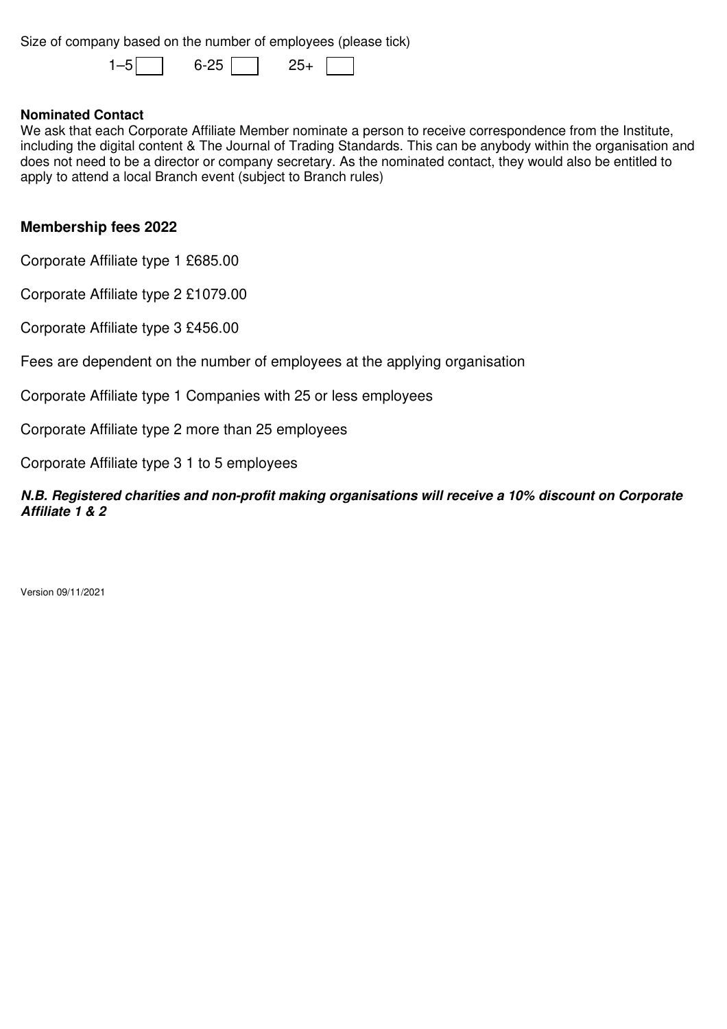Size of company based on the number of employees (please tick)

1–5 ☐ 6-25 ☐ 25+ ☐

**Nominated Contact**

We ask that each Corporate Affiliate Member nominate a person to receive correspondence from the Institute, including the digital content & The Journal of Trading Standards. This can be anybody within the organisation and does not need to be a director or company secretary. As the nominated contact, they would also be entitled to apply to attend a local Branch event (subject to Branch rules)

## Membership fees 2022

Corporate Affiliate type 1 £685.00

Corporate Affiliate type 2 £1079.00

Corporate Affiliate type 3 £456.00

Fees are dependent on the number of employees at the applying organisation

Corporate Affiliate type 1 Companies with 25 or less employees

Corporate Affiliate type 2 more than 25 employees

Corporate Affiliate type 3 1 to 5 employees

***N.B. Registered charities and non-profit making organisations will receive a 10% discount on Corporate Affiliate 1 & 2***

Version 09/11/2021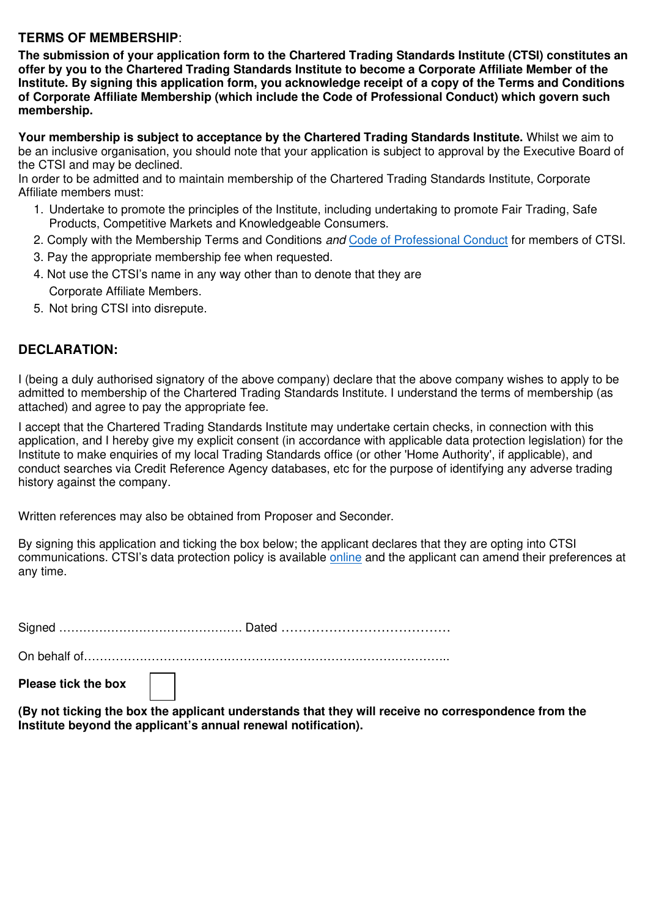## TERMS OF MEMBERSHIP:

**The submission of your application form to the Chartered Trading Standards Institute (CTSI) constitutes an offer by you to the Chartered Trading Standards Institute to become a Corporate Affiliate Member of the Institute. By signing this application form, you acknowledge receipt of a copy of the Terms and Conditions of Corporate Affiliate Membership (which include the Code of Professional Conduct) which govern such membership.**

**Your membership is subject to acceptance by the Chartered Trading Standards Institute.** Whilst we aim to be an inclusive organisation, you should note that your application is subject to approval by the Executive Board of the CTSI and may be declined.

In order to be admitted and to maintain membership of the Chartered Trading Standards Institute, Corporate Affiliate members must:

1. Undertake to promote the principles of the Institute, including undertaking to promote Fair Trading, Safe Products, Competitive Markets and Knowledgeable Consumers.
2. Comply with the Membership Terms and Conditions *and* Code of Professional Conduct for members of CTSI.
3. Pay the appropriate membership fee when requested.
4. Not use the CTSI's name in any way other than to denote that they are Corporate Affiliate Members.
5. Not bring CTSI into disrepute.

## DECLARATION:

I (being a duly authorised signatory of the above company) declare that the above company wishes to apply to be admitted to membership of the Chartered Trading Standards Institute. I understand the terms of membership (as attached) and agree to pay the appropriate fee.

I accept that the Chartered Trading Standards Institute may undertake certain checks, in connection with this application, and I hereby give my explicit consent (in accordance with applicable data protection legislation) for the Institute to make enquiries of my local Trading Standards office (or other 'Home Authority', if applicable), and conduct searches via Credit Reference Agency databases, etc for the purpose of identifying any adverse trading history against the company.

Written references may also be obtained from Proposer and Seconder.

By signing this application and ticking the box below; the applicant declares that they are opting into CTSI communications. CTSI's data protection policy is available online and the applicant can amend their preferences at any time.

Signed ………………………………………. Dated …………………………………

On behalf of…………………………………………………………………………………..

**Please tick the box** ☐

**(By not ticking the box the applicant understands that they will receive no correspondence from the Institute beyond the applicant's annual renewal notification).**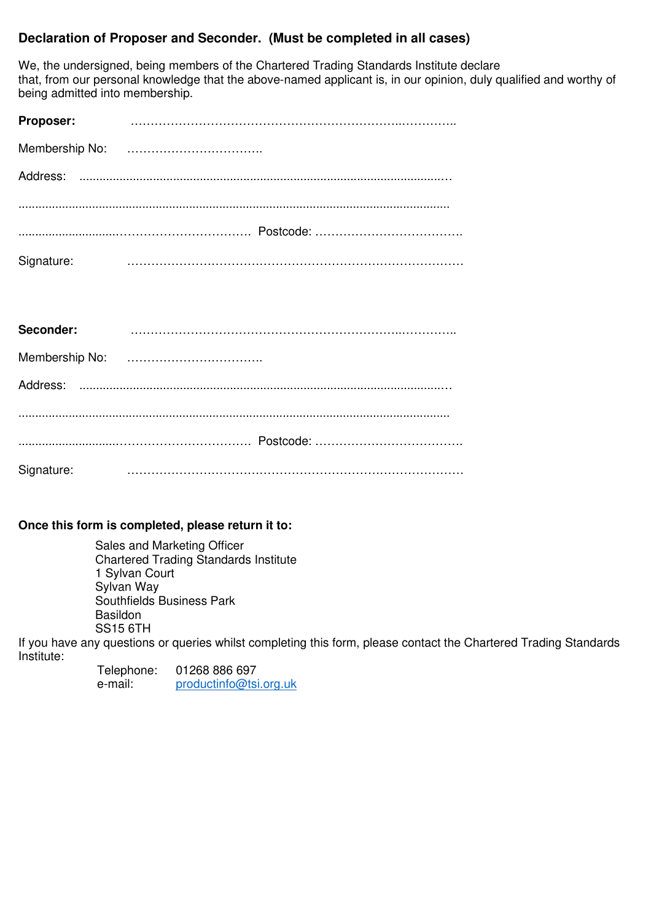**Declaration of Proposer and Seconder. (Must be completed in all cases)**

We, the undersigned, being members of the Chartered Trading Standards Institute declare that, from our personal knowledge that the above-named applicant is, in our opinion, duly qualified and worthy of being admitted into membership.

**Proposer:** …………………………………………………………..…………..

Membership No: ……………………………..

Address: ..............................................................................................................…

...............................................................................................................................

............................……………………………. Postcode: ……………………………….

Signature: ……………………………………………………………………….

**Seconder:** …………………………………………………………..…………..

Membership No: ……………………………..

Address: ..............................................................................................................…

...............................................................................................................................

............................……………………………. Postcode: ……………………………….

Signature: ……………………………………………………………………….

**Once this form is completed, please return it to:**

Sales and Marketing Officer
Chartered Trading Standards Institute
1 Sylvan Court
Sylvan Way
Southfields Business Park
Basildon
SS15 6TH

If you have any questions or queries whilst completing this form, please contact the Chartered Trading Standards Institute:

Telephone: 01268 886 697
e-mail: productinfo@tsi.org.uk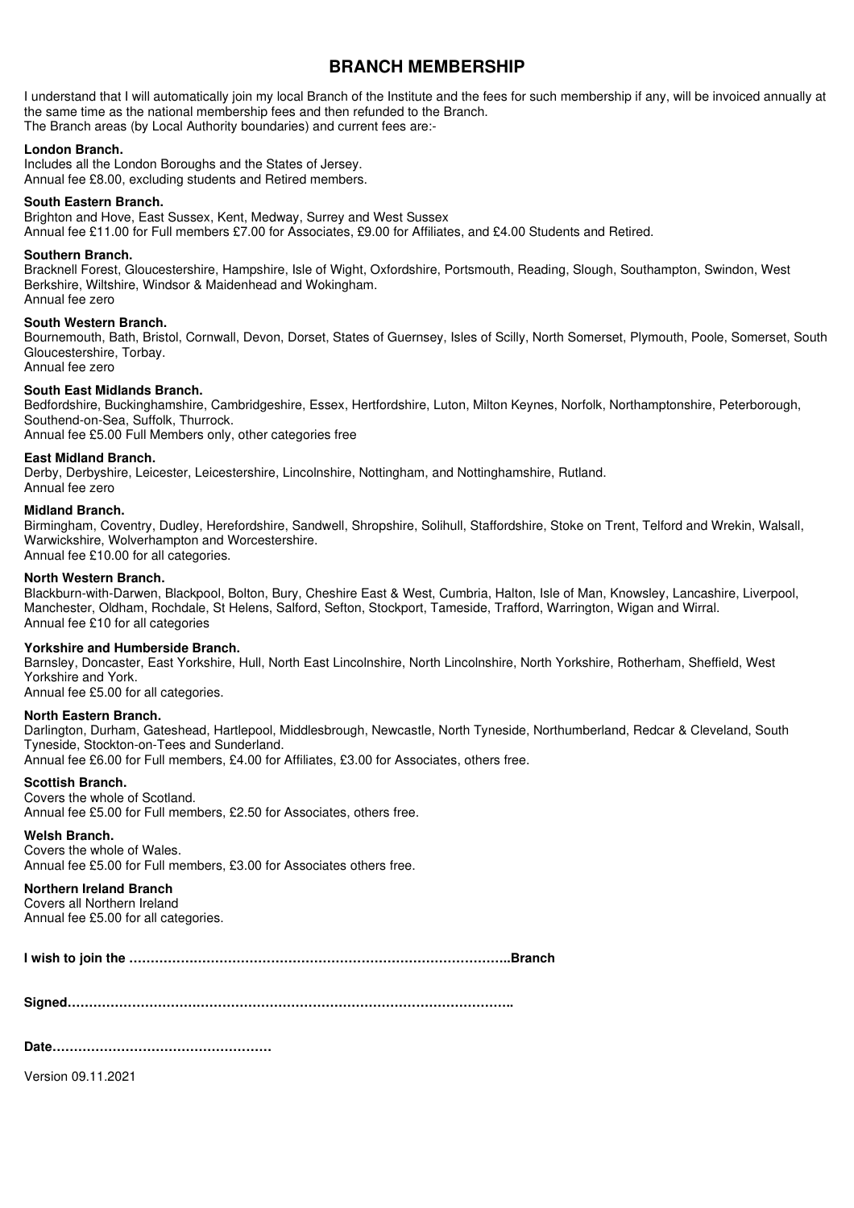# BRANCH MEMBERSHIP

I understand that I will automatically join my local Branch of the Institute and the fees for such membership if any, will be invoiced annually at the same time as the national membership fees and then refunded to the Branch.
The Branch areas (by Local Authority boundaries) and current fees are:-

**London Branch.**
Includes all the London Boroughs and the States of Jersey.
Annual fee £8.00, excluding students and Retired members.

**South Eastern Branch.**
Brighton and Hove, East Sussex, Kent, Medway, Surrey and West Sussex
Annual fee £11.00 for Full members £7.00 for Associates, £9.00 for Affiliates, and £4.00 Students and Retired.

**Southern Branch.**
Bracknell Forest, Gloucestershire, Hampshire, Isle of Wight, Oxfordshire, Portsmouth, Reading, Slough, Southampton, Swindon, West Berkshire, Wiltshire, Windsor & Maidenhead and Wokingham.
Annual fee zero

**South Western Branch.**
Bournemouth, Bath, Bristol, Cornwall, Devon, Dorset, States of Guernsey, Isles of Scilly, North Somerset, Plymouth, Poole, Somerset, South Gloucestershire, Torbay.
Annual fee zero

**South East Midlands Branch.**
Bedfordshire, Buckinghamshire, Cambridgeshire, Essex, Hertfordshire, Luton, Milton Keynes, Norfolk, Northamptonshire, Peterborough, Southend-on-Sea, Suffolk, Thurrock.
Annual fee £5.00 Full Members only, other categories free

**East Midland Branch.**
Derby, Derbyshire, Leicester, Leicestershire, Lincolnshire, Nottingham, and Nottinghamshire, Rutland.
Annual fee zero

**Midland Branch.**
Birmingham, Coventry, Dudley, Herefordshire, Sandwell, Shropshire, Solihull, Staffordshire, Stoke on Trent, Telford and Wrekin, Walsall, Warwickshire, Wolverhampton and Worcestershire.
Annual fee £10.00 for all categories.

**North Western Branch.**
Blackburn-with-Darwen, Blackpool, Bolton, Bury, Cheshire East & West, Cumbria, Halton, Isle of Man, Knowsley, Lancashire, Liverpool, Manchester, Oldham, Rochdale, St Helens, Salford, Sefton, Stockport, Tameside, Trafford, Warrington, Wigan and Wirral.
Annual fee £10 for all categories

**Yorkshire and Humberside Branch.**
Barnsley, Doncaster, East Yorkshire, Hull, North East Lincolnshire, North Lincolnshire, North Yorkshire, Rotherham, Sheffield, West Yorkshire and York.
Annual fee £5.00 for all categories.

**North Eastern Branch.**
Darlington, Durham, Gateshead, Hartlepool, Middlesbrough, Newcastle, North Tyneside, Northumberland, Redcar & Cleveland, South Tyneside, Stockton-on-Tees and Sunderland.
Annual fee £6.00 for Full members, £4.00 for Affiliates, £3.00 for Associates, others free.

**Scottish Branch.**
Covers the whole of Scotland.
Annual fee £5.00 for Full members, £2.50 for Associates, others free.

**Welsh Branch.**
Covers the whole of Wales.
Annual fee £5.00 for Full members, £3.00 for Associates others free.

**Northern Ireland Branch**
Covers all Northern Ireland
Annual fee £5.00 for all categories.

**I wish to join the ……………………………………………………………………………..Branch**

**Signed…………………………………………………………………………………………..**

**Date……………………………………………**

Version 09.11.2021